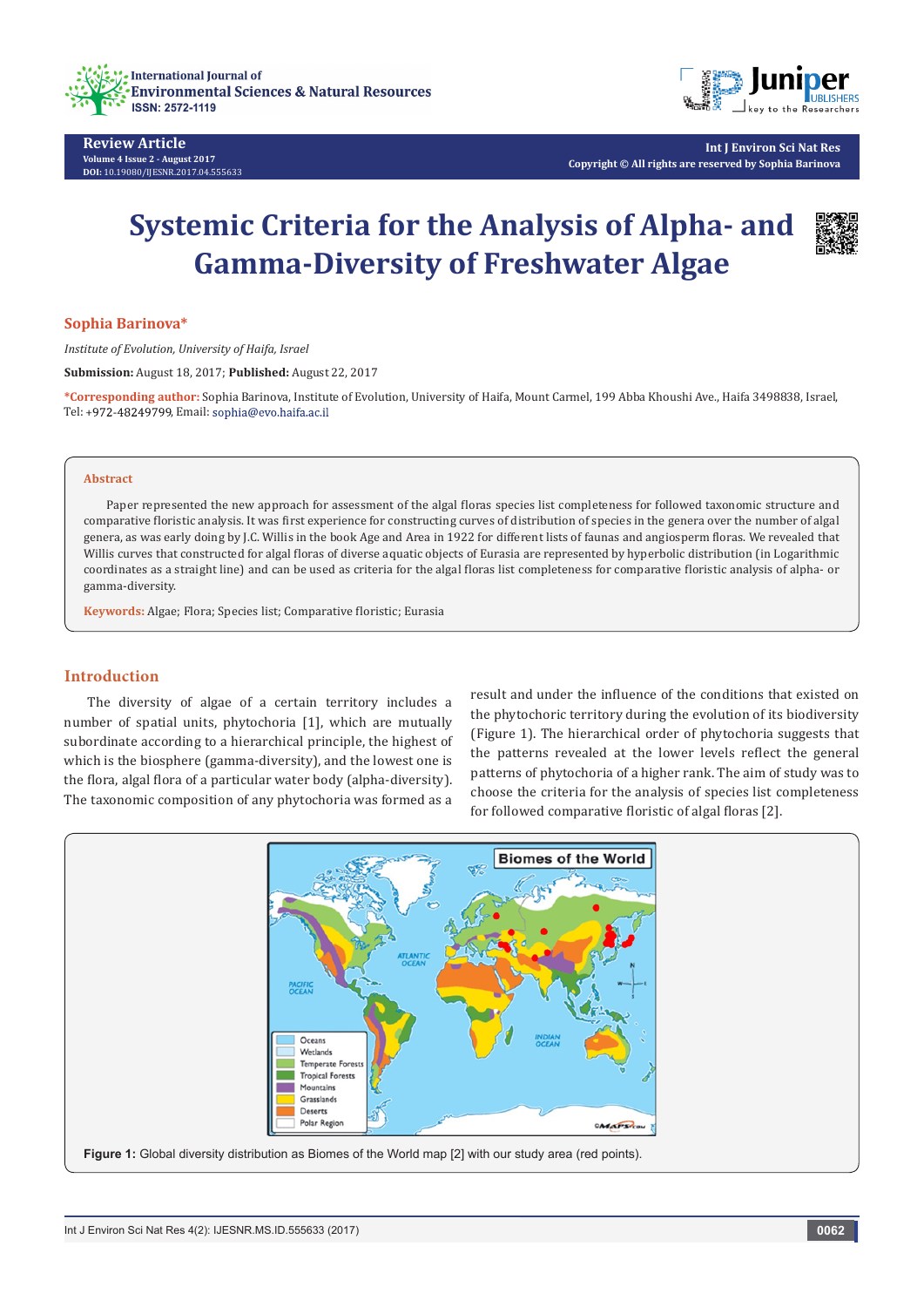Review Article

# Systemic Criteria for the Analysis of Alpha- and Gamma-Diversity of Freshwater Algae

**Sophia Barinova***

*Institute of Evolution, University of Haifa, Israel*

**Submission:** August 18, 2017; **Published:** August 22, 2017

***Corresponding author:** Sophia Barinova, Institute of Evolution, University of Haifa, Mount Carmel, 199 Abba Khoushi Ave., Haifa 3498838, Israel, Tel: +972-48249799, Email: sophia@evo.haifa.ac.il

## Abstract

Paper represented the new approach for assessment of the algal floras species list completeness for followed taxonomic structure and comparative floristic analysis. It was first experience for constructing curves of distribution of species in the genera over the number of algal genera, as was early doing by J.C. Willis in the book Age and Area in 1922 for different lists of faunas and angiosperm floras. We revealed that Willis curves that constructed for algal floras of diverse aquatic objects of Eurasia are represented by hyperbolic distribution (in Logarithmic coordinates as a straight line) and can be used as criteria for the algal floras list completeness for comparative floristic analysis of alpha- or gamma-diversity.

**Keywords:** Algae; Flora; Species list; Comparative floristic; Eurasia

## Introduction

The diversity of algae of a certain territory includes a number of spatial units, phytochoria [1], which are mutually subordinate according to a hierarchical principle, the highest of which is the biosphere (gamma-diversity), and the lowest one is the flora, algal flora of a particular water body (alpha-diversity). The taxonomic composition of any phytochoria was formed as a result and under the influence of the conditions that existed on the phytochoric territory during the evolution of its biodiversity (Figure 1). The hierarchical order of phytochoria suggests that the patterns revealed at the lower levels reflect the general patterns of phytochoria of a higher rank. The aim of study was to choose the criteria for the analysis of species list completeness for followed comparative floristic of algal floras [2].

**Figure 1:** Global diversity distribution as Biomes of the World map [2] with our study area (red points).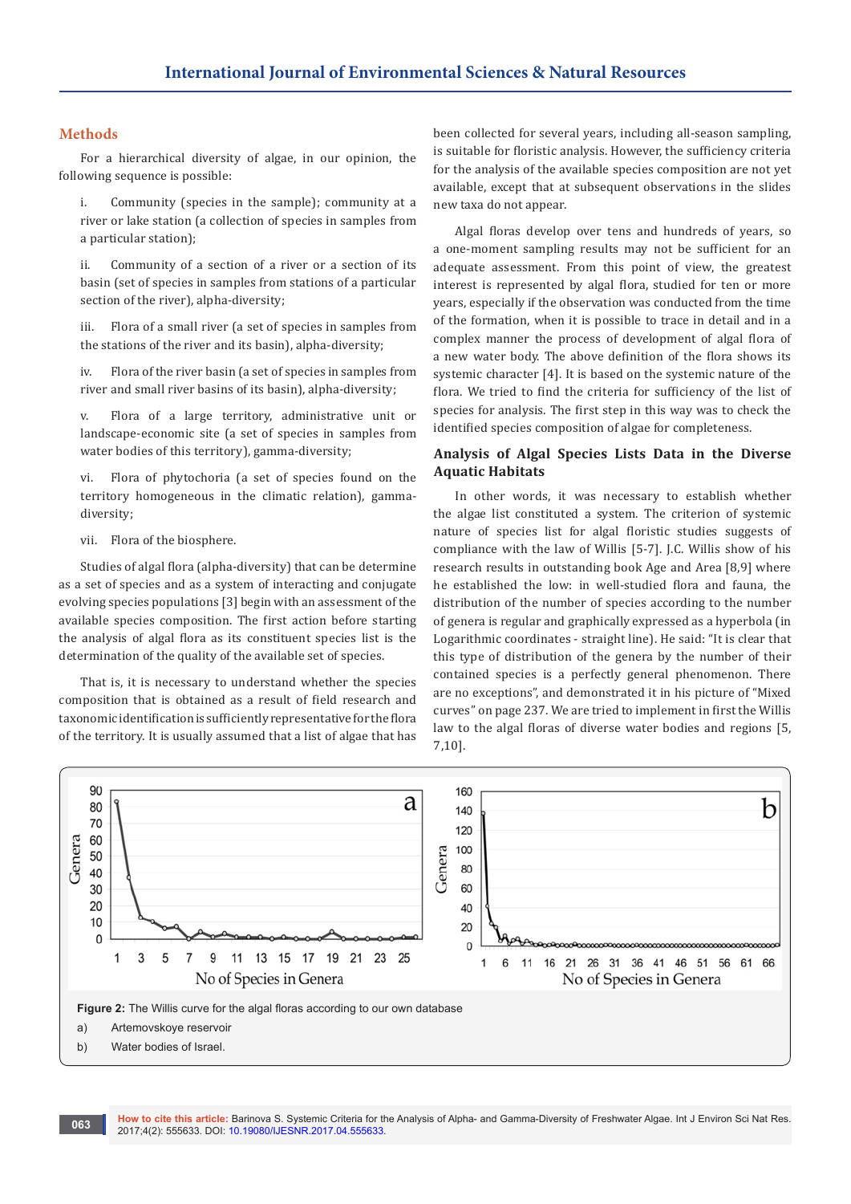## Methods

For a hierarchical diversity of algae, in our opinion, the following sequence is possible:

i. Community (species in the sample); community at a river or lake station (a collection of species in samples from a particular station);

ii. Community of a section of a river or a section of its basin (set of species in samples from stations of a particular section of the river), alpha-diversity;

iii. Flora of a small river (a set of species in samples from the stations of the river and its basin), alpha-diversity;

iv. Flora of the river basin (a set of species in samples from river and small river basins of its basin), alpha-diversity;

v. Flora of a large territory, administrative unit or landscape-economic site (a set of species in samples from water bodies of this territory), gamma-diversity;

vi. Flora of phytochoria (a set of species found on the territory homogeneous in the climatic relation), gamma-diversity;

vii. Flora of the biosphere.

Studies of algal flora (alpha-diversity) that can be determine as a set of species and as a system of interacting and conjugate evolving species populations [3] begin with an assessment of the available species composition. The first action before starting the analysis of algal flora as its constituent species list is the determination of the quality of the available set of species.

That is, it is necessary to understand whether the species composition that is obtained as a result of field research and taxonomic identification is sufficiently representative for the flora of the territory. It is usually assumed that a list of algae that has been collected for several years, including all-season sampling, is suitable for floristic analysis. However, the sufficiency criteria for the analysis of the available species composition are not yet available, except that at subsequent observations in the slides new taxa do not appear.

Algal floras develop over tens and hundreds of years, so a one-moment sampling results may not be sufficient for an adequate assessment. From this point of view, the greatest interest is represented by algal flora, studied for ten or more years, especially if the observation was conducted from the time of the formation, when it is possible to trace in detail and in a complex manner the process of development of algal flora of a new water body. The above definition of the flora shows its systemic character [4]. It is based on the systemic nature of the flora. We tried to find the criteria for sufficiency of the list of species for analysis. The first step in this way was to check the identified species composition of algae for completeness.

### Analysis of Algal Species Lists Data in the Diverse Aquatic Habitats

In other words, it was necessary to establish whether the algae list constituted a system. The criterion of systemic nature of species list for algal floristic studies suggests of compliance with the law of Willis [5-7]. J.C. Willis show of his research results in outstanding book Age and Area [8,9] where he established the low: in well-studied flora and fauna, the distribution of the number of species according to the number of genera is regular and graphically expressed as a hyperbola (in Logarithmic coordinates - straight line). He said: "It is clear that this type of distribution of the genera by the number of their contained species is a perfectly general phenomenon. There are no exceptions", and demonstrated it in his picture of "Mixed curves" on page 237. We are tried to implement in first the Willis law to the algal floras of diverse water bodies and regions [5, 7,10].

**Figure 2:** The Willis curve for the algal floras according to our own database

a) Artemovskoye reservoir

b) Water bodies of Israel.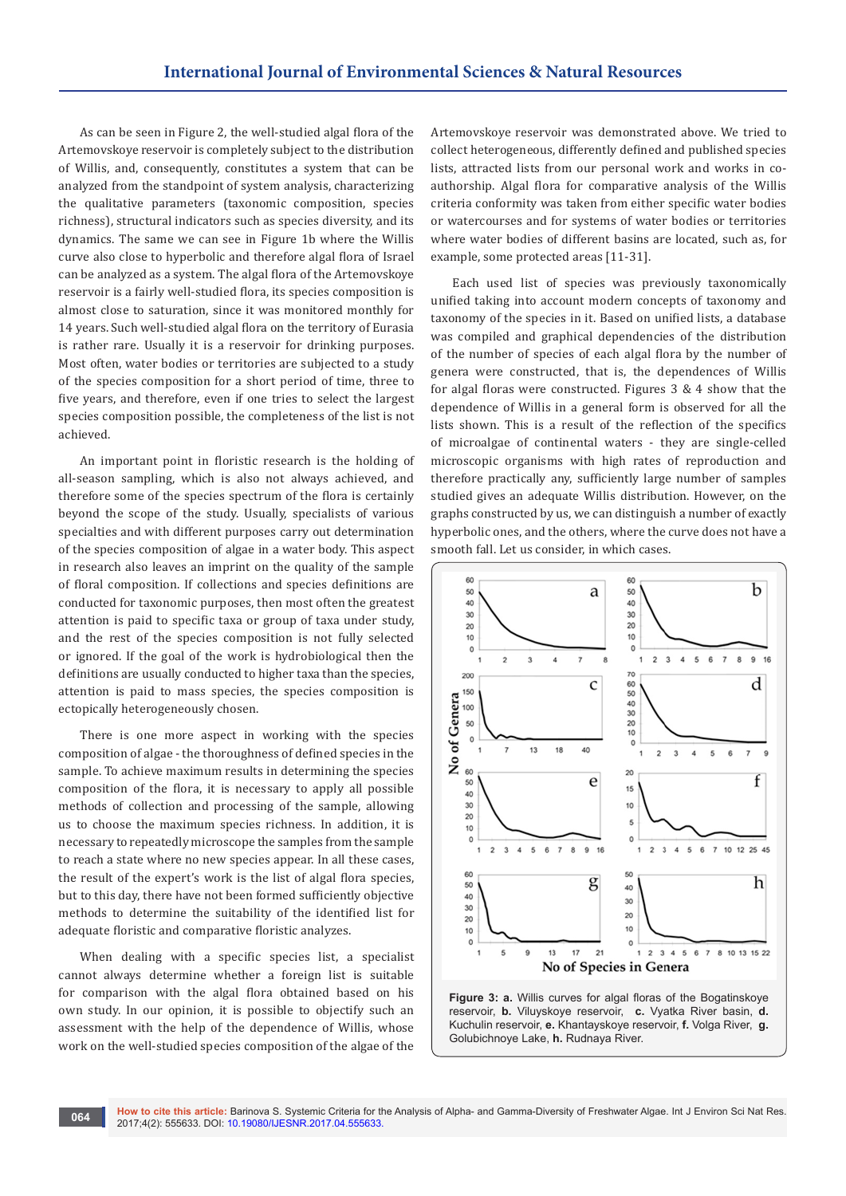As can be seen in Figure 2, the well-studied algal flora of the Artemovskoye reservoir is completely subject to the distribution of Willis, and, consequently, constitutes a system that can be analyzed from the standpoint of system analysis, characterizing the qualitative parameters (taxonomic composition, species richness), structural indicators such as species diversity, and its dynamics. The same we can see in Figure 1b where the Willis curve also close to hyperbolic and therefore algal flora of Israel can be analyzed as a system. The algal flora of the Artemovskoye reservoir is a fairly well-studied flora, its species composition is almost close to saturation, since it was monitored monthly for 14 years. Such well-studied algal flora on the territory of Eurasia is rather rare. Usually it is a reservoir for drinking purposes. Most often, water bodies or territories are subjected to a study of the species composition for a short period of time, three to five years, and therefore, even if one tries to select the largest species composition possible, the completeness of the list is not achieved.

An important point in floristic research is the holding of all-season sampling, which is also not always achieved, and therefore some of the species spectrum of the flora is certainly beyond the scope of the study. Usually, specialists of various specialties and with different purposes carry out determination of the species composition of algae in a water body. This aspect in research also leaves an imprint on the quality of the sample of floral composition. If collections and species definitions are conducted for taxonomic purposes, then most often the greatest attention is paid to specific taxa or group of taxa under study, and the rest of the species composition is not fully selected or ignored. If the goal of the work is hydrobiological then the definitions are usually conducted to higher taxa than the species, attention is paid to mass species, the species composition is ectopically heterogeneously chosen.

There is one more aspect in working with the species composition of algae - the thoroughness of defined species in the sample. To achieve maximum results in determining the species composition of the flora, it is necessary to apply all possible methods of collection and processing of the sample, allowing us to choose the maximum species richness. In addition, it is necessary to repeatedly microscope the samples from the sample to reach a state where no new species appear. In all these cases, the result of the expert's work is the list of algal flora species, but to this day, there have not been formed sufficiently objective methods to determine the suitability of the identified list for adequate floristic and comparative floristic analyzes.

When dealing with a specific species list, a specialist cannot always determine whether a foreign list is suitable for comparison with the algal flora obtained based on his own study. In our opinion, it is possible to objectify such an assessment with the help of the dependence of Willis, whose work on the well-studied species composition of the algae of the Artemovskoye reservoir was demonstrated above. We tried to collect heterogeneous, differently defined and published species lists, attracted lists from our personal work and works in co-authorship. Algal flora for comparative analysis of the Willis criteria conformity was taken from either specific water bodies or watercourses and for systems of water bodies or territories where water bodies of different basins are located, such as, for example, some protected areas [11-31].

Each used list of species was previously taxonomically unified taking into account modern concepts of taxonomy and taxonomy of the species in it. Based on unified lists, a database was compiled and graphical dependencies of the distribution of the number of species of each algal flora by the number of genera were constructed, that is, the dependences of Willis for algal floras were constructed. Figures 3 & 4 show that the dependence of Willis in a general form is observed for all the lists shown. This is a result of the reflection of the specifics of microalgae of continental waters - they are single-celled microscopic organisms with high rates of reproduction and therefore practically any, sufficiently large number of samples studied gives an adequate Willis distribution. However, on the graphs constructed by us, we can distinguish a number of exactly hyperbolic ones, and the others, where the curve does not have a smooth fall. Let us consider, in which cases.

**Figure 3:** **a.** Willis curves for algal floras of the Bogatinskoye reservoir, **b.** Viluyskoye reservoir, **c.** Vyatka River basin, **d.** Kuchulin reservoir, **e.** Khantayskoye reservoir, **f.** Volga River, **g.** Golubichnoye Lake, **h.** Rudnaya River.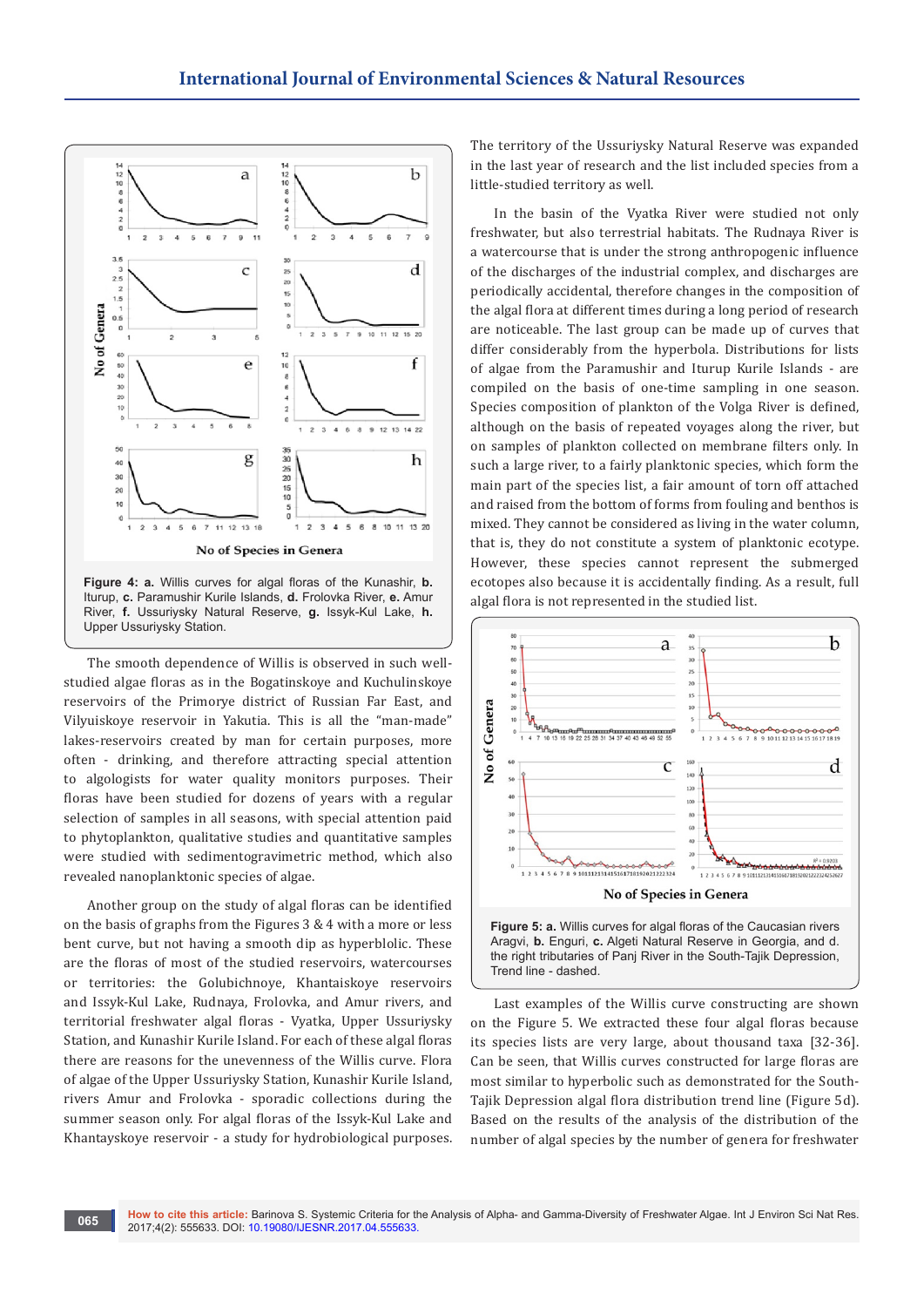Figure 4: a. Willis curves for algal floras of the Kunashir, b. Iturup, c. Paramushir Kurile Islands, d. Frolovka River, e. Amur River, f. Ussuriysky Natural Reserve, g. Issyk-Kul Lake, h. Upper Ussuriysky Station.

The smooth dependence of Willis is observed in such well-studied algae floras as in the Bogatinskoye and Kuchulinskoye reservoirs of the Primorye district of Russian Far East, and Vilyuiskoye reservoir in Yakutia. This is all the "man-made" lakes-reservoirs created by man for certain purposes, more often - drinking, and therefore attracting special attention to algologists for water quality monitors purposes. Their floras have been studied for dozens of years with a regular selection of samples in all seasons, with special attention paid to phytoplankton, qualitative studies and quantitative samples were studied with sedimentogravimetric method, which also revealed nanoplanktonic species of algae.

Another group on the study of algal floras can be identified on the basis of graphs from the Figures 3 & 4 with a more or less bent curve, but not having a smooth dip as hyperblolic. These are the floras of most of the studied reservoirs, watercourses or territories: the Golubichnoye, Khantaiskoye reservoirs and Issyk-Kul Lake, Rudnaya, Frolovka, and Amur rivers, and territorial freshwater algal floras - Vyatka, Upper Ussuriysky Station, and Kunashir Kurile Island. For each of these algal floras there are reasons for the unevenness of the Willis curve. Flora of algae of the Upper Ussuriysky Station, Kunashir Kurile Island, rivers Amur and Frolovka - sporadic collections during the summer season only. For algal floras of the Issyk-Kul Lake and Khantayskoye reservoir - a study for hydrobiological purposes. The territory of the Ussuriysky Natural Reserve was expanded in the last year of research and the list included species from a little-studied territory as well.

In the basin of the Vyatka River were studied not only freshwater, but also terrestrial habitats. The Rudnaya River is a watercourse that is under the strong anthropogenic influence of the discharges of the industrial complex, and discharges are periodically accidental, therefore changes in the composition of the algal flora at different times during a long period of research are noticeable. The last group can be made up of curves that differ considerably from the hyperbola. Distributions for lists of algae from the Paramushir and Iturup Kurile Islands - are compiled on the basis of one-time sampling in one season. Species composition of plankton of the Volga River is defined, although on the basis of repeated voyages along the river, but on samples of plankton collected on membrane filters only. In such a large river, to a fairly planktonic species, which form the main part of the species list, a fair amount of torn off attached and raised from the bottom of forms from fouling and benthos is mixed. They cannot be considered as living in the water column, that is, they do not constitute a system of planktonic ecotype. However, these species cannot represent the submerged ecotopes also because it is accidentally finding. As a result, full algal flora is not represented in the studied list.

Figure 5: a. Willis curves for algal floras of the Caucasian rivers Aragvi, b. Enguri, c. Algeti Natural Reserve in Georgia, and d. the right tributaries of Panj River in the South-Tajik Depression, Trend line - dashed.

Last examples of the Willis curve constructing are shown on the Figure 5. We extracted these four algal floras because its species lists are very large, about thousand taxa [32-36]. Can be seen, that Willis curves constructed for large floras are most similar to hyperbolic such as demonstrated for the South-Tajik Depression algal flora distribution trend line (Figure 5d). Based on the results of the analysis of the distribution of the number of algal species by the number of genera for freshwater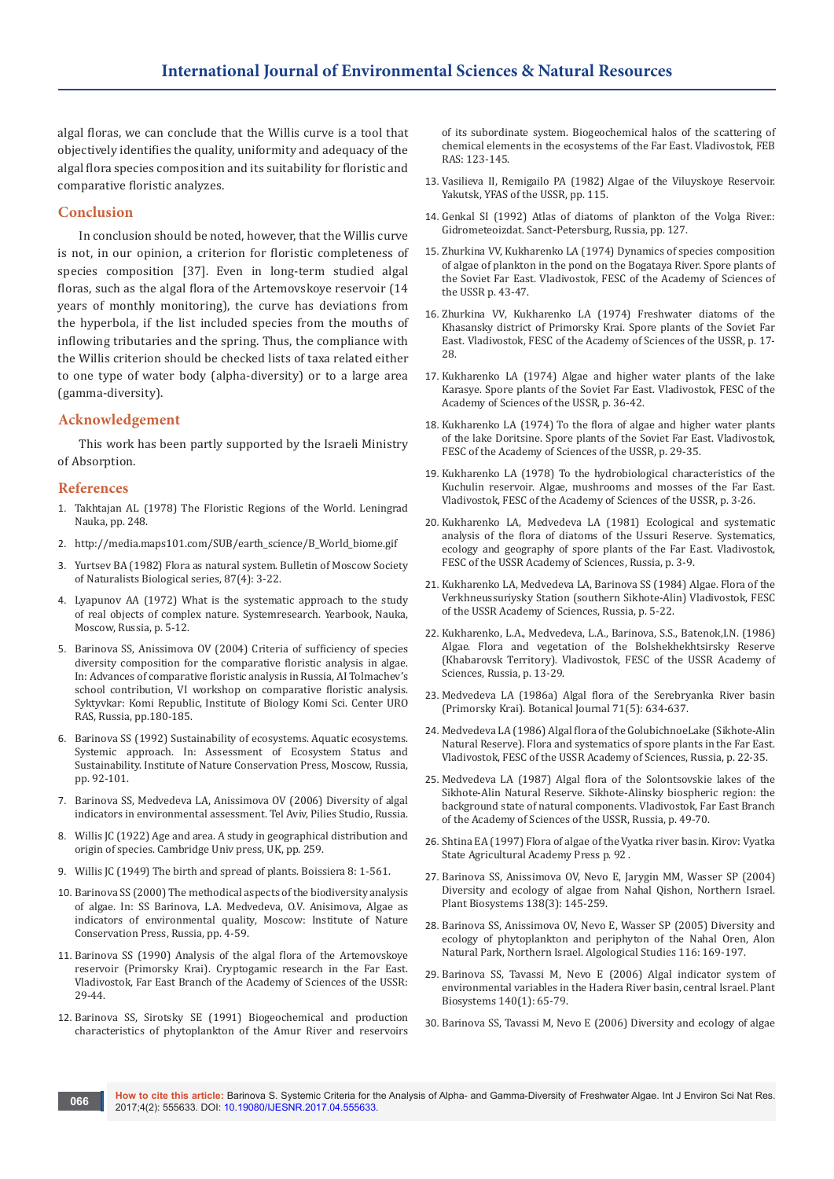algal floras, we can conclude that the Willis curve is a tool that objectively identifies the quality, uniformity and adequacy of the algal flora species composition and its suitability for floristic and comparative floristic analyzes.

## Conclusion

In conclusion should be noted, however, that the Willis curve is not, in our opinion, a criterion for floristic completeness of species composition [37]. Even in long-term studied algal floras, such as the algal flora of the Artemovskoye reservoir (14 years of monthly monitoring), the curve has deviations from the hyperbola, if the list included species from the mouths of inflowing tributaries and the spring. Thus, the compliance with the Willis criterion should be checked lists of taxa related either to one type of water body (alpha-diversity) or to a large area (gamma-diversity).

## Acknowledgement

This work has been partly supported by the Israeli Ministry of Absorption.

## References

1. Takhtajan AL (1978) The Floristic Regions of the World. Leningrad Nauka, pp. 248.
2. http://media.maps101.com/SUB/earth_science/B_World_biome.gif
3. Yurtsev BA (1982) Flora as natural system. Bulletin of Moscow Society of Naturalists Biological series, 87(4): 3-22.
4. Lyapunov AA (1972) What is the systematic approach to the study of real objects of complex nature. Systemresearch. Yearbook, Nauka, Moscow, Russia, p. 5-12.
5. Barinova SS, Anissimova OV (2004) Criteria of sufficiency of species diversity composition for the comparative floristic analysis in algae. In: Advances of comparative floristic analysis in Russia, AI Tolmachev's school contribution, VI workshop on comparative floristic analysis. Syktyvkar: Komi Republic, Institute of Biology Komi Sci. Center URO RAS, Russia, pp.180-185.
6. Barinova SS (1992) Sustainability of ecosystems. Aquatic ecosystems. Systemic approach. In: Assessment of Ecosystem Status and Sustainability. Institute of Nature Conservation Press, Moscow, Russia, pp. 92-101.
7. Barinova SS, Medvedeva LA, Anissimova OV (2006) Diversity of algal indicators in environmental assessment. Tel Aviv, Pilies Studio, Russia.
8. Willis JC (1922) Age and area. A study in geographical distribution and origin of species. Cambridge Univ press, UK, pp. 259.
9. Willis JC (1949) The birth and spread of plants. Boissiera 8: 1-561.
10. Barinova SS (2000) The methodical aspects of the biodiversity analysis of algae. In: SS Barinova, L.A. Medvedeva, O.V. Anisimova, Algae as indicators of environmental quality, Moscow: Institute of Nature Conservation Press, Russia, pp. 4-59.
11. Barinova SS (1990) Analysis of the algal flora of the Artemovskoye reservoir (Primorsky Krai). Cryptogamic research in the Far East. Vladivostok, Far East Branch of the Academy of Sciences of the USSR: 29-44.
12. Barinova SS, Sirotsky SE (1991) Biogeochemical and production characteristics of phytoplankton of the Amur River and reservoirs of its subordinate system. Biogeochemical halos of the scattering of chemical elements in the ecosystems of the Far East. Vladivostok, FEB RAS: 123-145.
13. Vasilieva II, Remigailo PA (1982) Algae of the Viluyskoye Reservoir. Yakutsk, YFAS of the USSR, pp. 115.
14. Genkal SI (1992) Atlas of diatoms of plankton of the Volga River.: Gidrometeoizdat. Sanct-Petersburg, Russia, pp. 127.
15. Zhurkina VV, Kukharenko LA (1974) Dynamics of species composition of algae of plankton in the pond on the Bogataya River. Spore plants of the Soviet Far East. Vladivostok, FESC of the Academy of Sciences of the USSR p. 43-47.
16. Zhurkina VV, Kukharenko LA (1974) Freshwater diatoms of the Khasansky district of Primorsky Krai. Spore plants of the Soviet Far East. Vladivostok, FESC of the Academy of Sciences of the USSR, p. 17-28.
17. Kukharenko LA (1974) Algae and higher water plants of the lake Karasye. Spore plants of the Soviet Far East. Vladivostok, FESC of the Academy of Sciences of the USSR, p. 36-42.
18. Kukharenko LA (1974) To the flora of algae and higher water plants of the lake Doritsine. Spore plants of the Soviet Far East. Vladivostok, FESC of the Academy of Sciences of the USSR, p. 29-35.
19. Kukharenko LA (1978) To the hydrobiological characteristics of the Kuchulin reservoir. Algae, mushrooms and mosses of the Far East. Vladivostok, FESC of the Academy of Sciences of the USSR, p. 3-26.
20. Kukharenko LA, Medvedeva LA (1981) Ecological and systematic analysis of the flora of diatoms of the Ussuri Reserve. Systematics, ecology and geography of spore plants of the Far East. Vladivostok, FESC of the USSR Academy of Sciences, Russia, p. 3-9.
21. Kukharenko LA, Medvedeva LA, Barinova SS (1984) Algae. Flora of the Verkhneussuriysky Station (southern Sikhote-Alin) Vladivostok, FESC of the USSR Academy of Sciences, Russia, p. 5-22.
22. Kukharenko, L.A., Medvedeva, L.A., Barinova, S.S., Batenok,I.N. (1986) Algae. Flora and vegetation of the Bolshekhekhtsirsky Reserve (Khabarovsk Territory). Vladivostok, FESC of the USSR Academy of Sciences, Russia, p. 13-29.
23. Medvedeva LA (1986a) Algal flora of the Serebryanka River basin (Primorsky Krai). Botanical Journal 71(5): 634-637.
24. Medvedeva LA (1986) Algal flora of the GolubichnoeLake (Sikhote-Alin Natural Reserve). Flora and systematics of spore plants in the Far East. Vladivostok, FESC of the USSR Academy of Sciences, Russia, p. 22-35.
25. Medvedeva LA (1987) Algal flora of the Solontsovskie lakes of the Sikhote-Alin Natural Reserve. Sikhote-Alinsky biospheric region: the background state of natural components. Vladivostok, Far East Branch of the Academy of Sciences of the USSR, Russia, p. 49-70.
26. Shtina EA (1997) Flora of algae of the Vyatka river basin. Kirov: Vyatka State Agricultural Academy Press p. 92 .
27. Barinova SS, Anissimova OV, Nevo E, Jarygin MM, Wasser SP (2004) Diversity and ecology of algae from Nahal Qishon, Northern Israel. Plant Biosystems 138(3): 145-259.
28. Barinova SS, Anissimova OV, Nevo E, Wasser SP (2005) Diversity and ecology of phytoplankton and periphyton of the Nahal Oren, Alon Natural Park, Northern Israel. Algological Studies 116: 169-197.
29. Barinova SS, Tavassi M, Nevo E (2006) Algal indicator system of environmental variables in the Hadera River basin, central Israel. Plant Biosystems 140(1): 65-79.
30. Barinova SS, Tavassi M, Nevo E (2006) Diversity and ecology of algae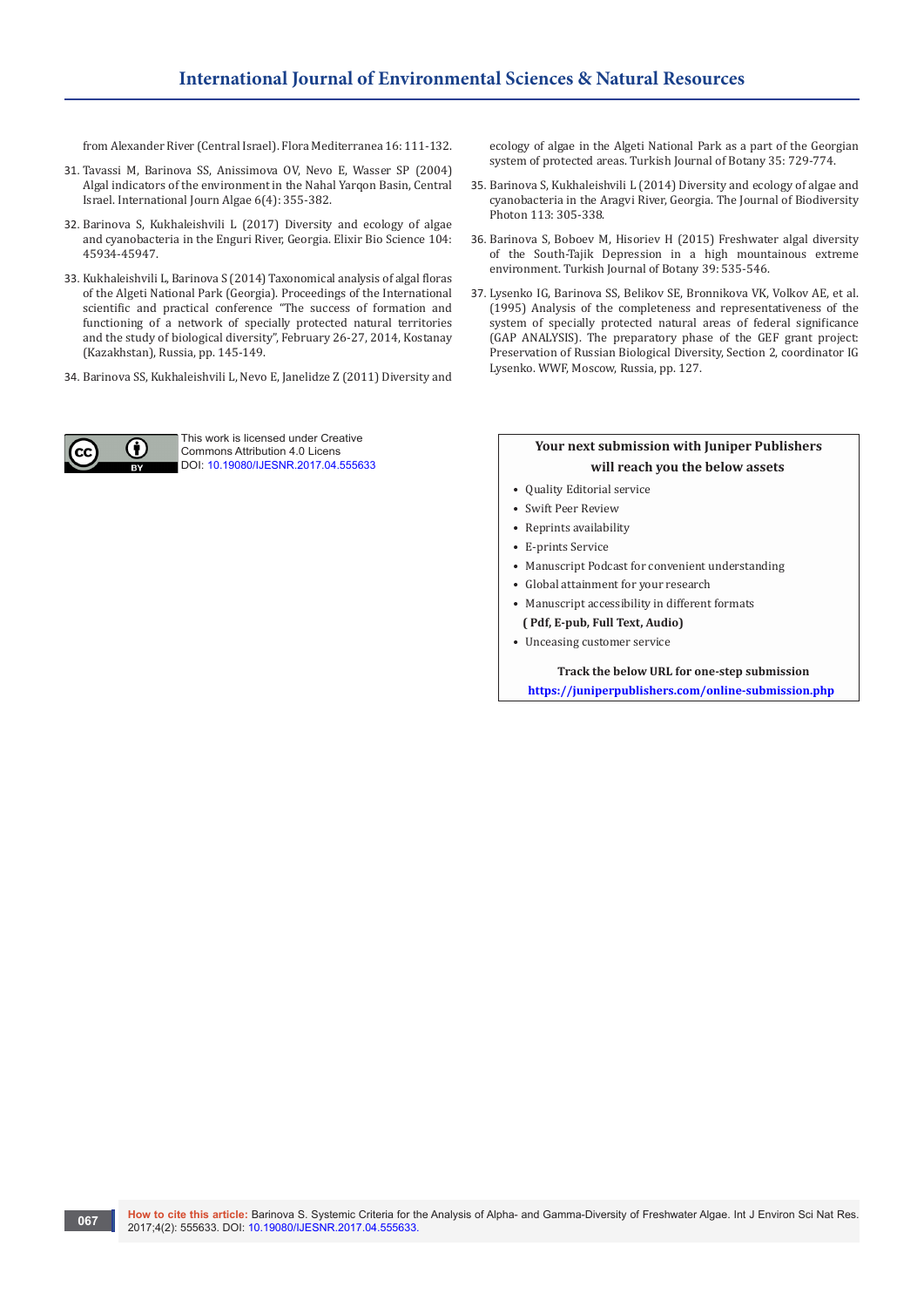from Alexander River (Central Israel). Flora Mediterranea 16: 111-132.

31. Tavassi M, Barinova SS, Anissimova OV, Nevo E, Wasser SP (2004) Algal indicators of the environment in the Nahal Yarqon Basin, Central Israel. International Journ Algae 6(4): 355-382.

32. Barinova S, Kukhaleishvili L (2017) Diversity and ecology of algae and cyanobacteria in the Enguri River, Georgia. Elixir Bio Science 104: 45934-45947.

33. Kukhaleishvili L, Barinova S (2014) Taxonomical analysis of algal floras of the Algeti National Park (Georgia). Proceedings of the International scientific and practical conference "The success of formation and functioning of a network of specially protected natural territories and the study of biological diversity", February 26-27, 2014, Kostanay (Kazakhstan), Russia, pp. 145-149.

34. Barinova SS, Kukhaleishvili L, Nevo E, Janelidze Z (2011) Diversity and ecology of algae in the Algeti National Park as a part of the Georgian system of protected areas. Turkish Journal of Botany 35: 729-774.

35. Barinova S, Kukhaleishvili L (2014) Diversity and ecology of algae and cyanobacteria in the Aragvi River, Georgia. The Journal of Biodiversity Photon 113: 305-338.

36. Barinova S, Boboev M, Hisoriev H (2015) Freshwater algal diversity of the South-Tajik Depression in a high mountainous extreme environment. Turkish Journal of Botany 39: 535-546.

37. Lysenko IG, Barinova SS, Belikov SE, Bronnikova VK, Volkov AE, et al. (1995) Analysis of the completeness and representativeness of the system of specially protected natural areas of federal significance (GAP ANALYSIS). The preparatory phase of the GEF grant project: Preservation of Russian Biological Diversity, Section 2, coordinator IG Lysenko. WWF, Moscow, Russia, pp. 127.

This work is licensed under Creative Commons Attribution 4.0 Licens
DOI: 10.19080/IJESNR.2017.04.555633

**Your next submission with Juniper Publishers will reach you the below assets**

- Quality Editorial service
- Swift Peer Review
- Reprints availability
- E-prints Service
- Manuscript Podcast for convenient understanding
- Global attainment for your research
- Manuscript accessibility in different formats
  **( Pdf, E-pub, Full Text, Audio)**
- Unceasing customer service

**Track the below URL for one-step submission**
**https://juniperpublishers.com/online-submission.php**